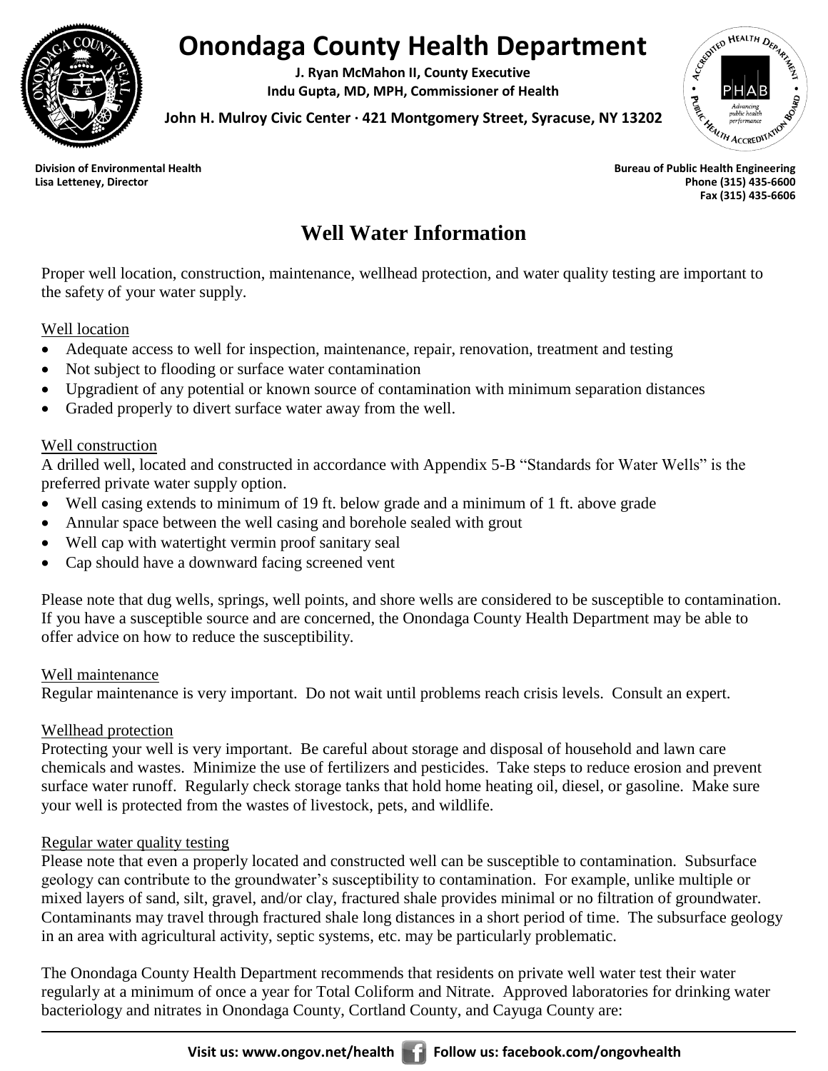# Onondaga County Health Department

**J. Ryan McMahon II, County Executive**
**Indu Gupta, MD, MPH, Commissioner of Health**

**John H. Mulroy Civic Center · 421 Montgomery Street, Syracuse, NY 13202**

**Division of Environmental Health**
**Lisa Letteney, Director**

**Bureau of Public Health Engineering**
**Phone (315) 435-6600**
**Fax (315) 435-6606**

## Well Water Information

Proper well location, construction, maintenance, wellhead protection, and water quality testing are important to the safety of your water supply.

### Well location

- Adequate access to well for inspection, maintenance, repair, renovation, treatment and testing
- Not subject to flooding or surface water contamination
- Upgradient of any potential or known source of contamination with minimum separation distances
- Graded properly to divert surface water away from the well.

### Well construction

A drilled well, located and constructed in accordance with Appendix 5-B "Standards for Water Wells" is the preferred private water supply option.

- Well casing extends to minimum of 19 ft. below grade and a minimum of 1 ft. above grade
- Annular space between the well casing and borehole sealed with grout
- Well cap with watertight vermin proof sanitary seal
- Cap should have a downward facing screened vent

Please note that dug wells, springs, well points, and shore wells are considered to be susceptible to contamination. If you have a susceptible source and are concerned, the Onondaga County Health Department may be able to offer advice on how to reduce the susceptibility.

### Well maintenance

Regular maintenance is very important. Do not wait until problems reach crisis levels. Consult an expert.

### Wellhead protection

Protecting your well is very important. Be careful about storage and disposal of household and lawn care chemicals and wastes. Minimize the use of fertilizers and pesticides. Take steps to reduce erosion and prevent surface water runoff. Regularly check storage tanks that hold home heating oil, diesel, or gasoline. Make sure your well is protected from the wastes of livestock, pets, and wildlife.

### Regular water quality testing

Please note that even a properly located and constructed well can be susceptible to contamination. Subsurface geology can contribute to the groundwater's susceptibility to contamination. For example, unlike multiple or mixed layers of sand, silt, gravel, and/or clay, fractured shale provides minimal or no filtration of groundwater. Contaminants may travel through fractured shale long distances in a short period of time. The subsurface geology in an area with agricultural activity, septic systems, etc. may be particularly problematic.

The Onondaga County Health Department recommends that residents on private well water test their water regularly at a minimum of once a year for Total Coliform and Nitrate. Approved laboratories for drinking water bacteriology and nitrates in Onondaga County, Cortland County, and Cayuga County are: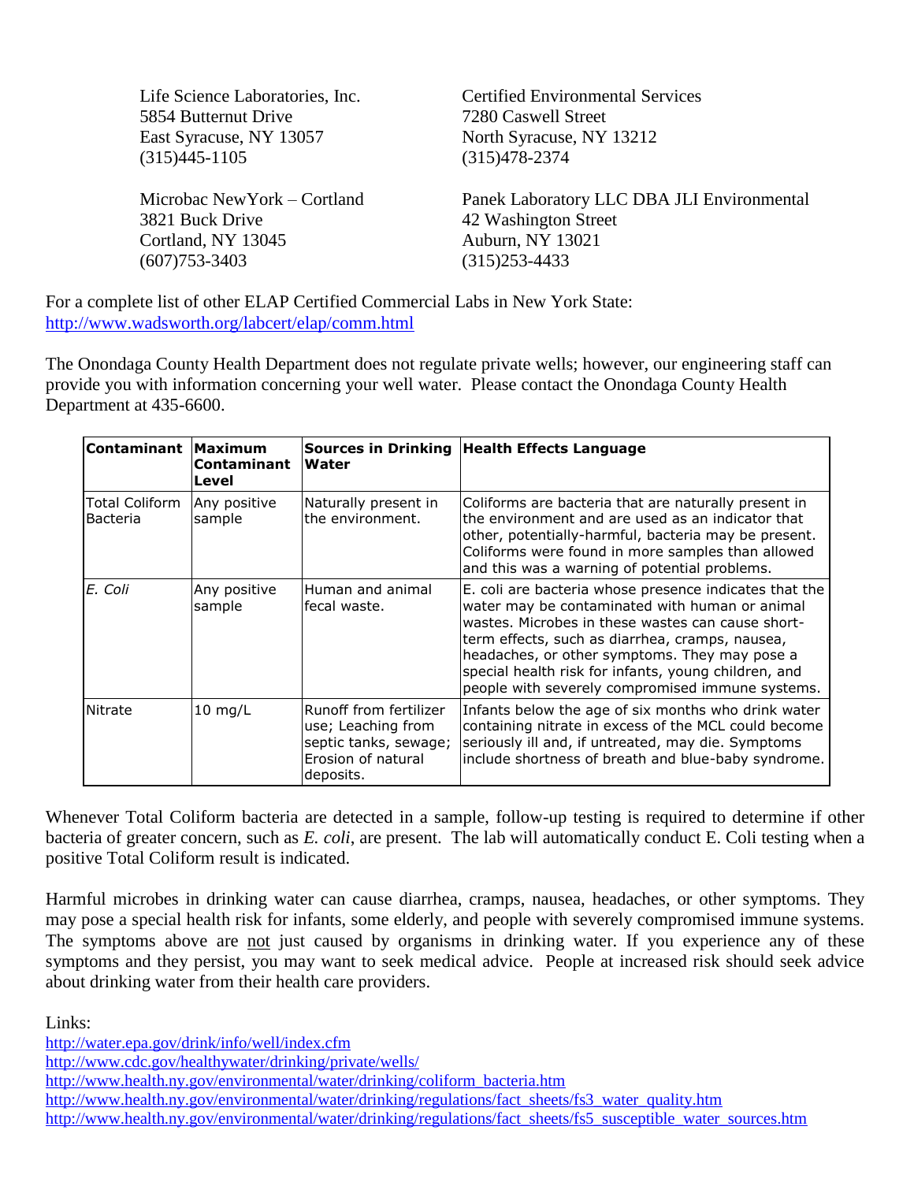Life Science Laboratories, Inc.
5854 Butternut Drive
East Syracuse, NY 13057
(315)445-1105

Certified Environmental Services
7280 Caswell Street
North Syracuse, NY 13212
(315)478-2374

Microbac NewYork – Cortland
3821 Buck Drive
Cortland, NY 13045
(607)753-3403

Panek Laboratory LLC DBA JLI Environmental
42 Washington Street
Auburn, NY 13021
(315)253-4433

For a complete list of other ELAP Certified Commercial Labs in New York State:
http://www.wadsworth.org/labcert/elap/comm.html

The Onondaga County Health Department does not regulate private wells; however, our engineering staff can provide you with information concerning your well water. Please contact the Onondaga County Health Department at 435-6600.

| Contaminant | Maximum Contaminant Level | Sources in Drinking Water | Health Effects Language |
|---|---|---|---|
| Total Coliform Bacteria | Any positive sample | Naturally present in the environment. | Coliforms are bacteria that are naturally present in the environment and are used as an indicator that other, potentially-harmful, bacteria may be present. Coliforms were found in more samples than allowed and this was a warning of potential problems. |
| *E. Coli* | Any positive sample | Human and animal fecal waste. | E. coli are bacteria whose presence indicates that the water may be contaminated with human or animal wastes. Microbes in these wastes can cause short-term effects, such as diarrhea, cramps, nausea, headaches, or other symptoms. They may pose a special health risk for infants, young children, and people with severely compromised immune systems. |
| Nitrate | 10 mg/L | Runoff from fertilizer use; Leaching from septic tanks, sewage; Erosion of natural deposits. | Infants below the age of six months who drink water containing nitrate in excess of the MCL could become seriously ill and, if untreated, may die. Symptoms include shortness of breath and blue-baby syndrome. |

Whenever Total Coliform bacteria are detected in a sample, follow-up testing is required to determine if other bacteria of greater concern, such as *E. coli*, are present. The lab will automatically conduct E. Coli testing when a positive Total Coliform result is indicated.

Harmful microbes in drinking water can cause diarrhea, cramps, nausea, headaches, or other symptoms. They may pose a special health risk for infants, some elderly, and people with severely compromised immune systems. The symptoms above are not just caused by organisms in drinking water. If you experience any of these symptoms and they persist, you may want to seek medical advice. People at increased risk should seek advice about drinking water from their health care providers.

Links:
http://water.epa.gov/drink/info/well/index.cfm
http://www.cdc.gov/healthywater/drinking/private/wells/
http://www.health.ny.gov/environmental/water/drinking/coliform_bacteria.htm
http://www.health.ny.gov/environmental/water/drinking/regulations/fact_sheets/fs3_water_quality.htm
http://www.health.ny.gov/environmental/water/drinking/regulations/fact_sheets/fs5_susceptible_water_sources.htm